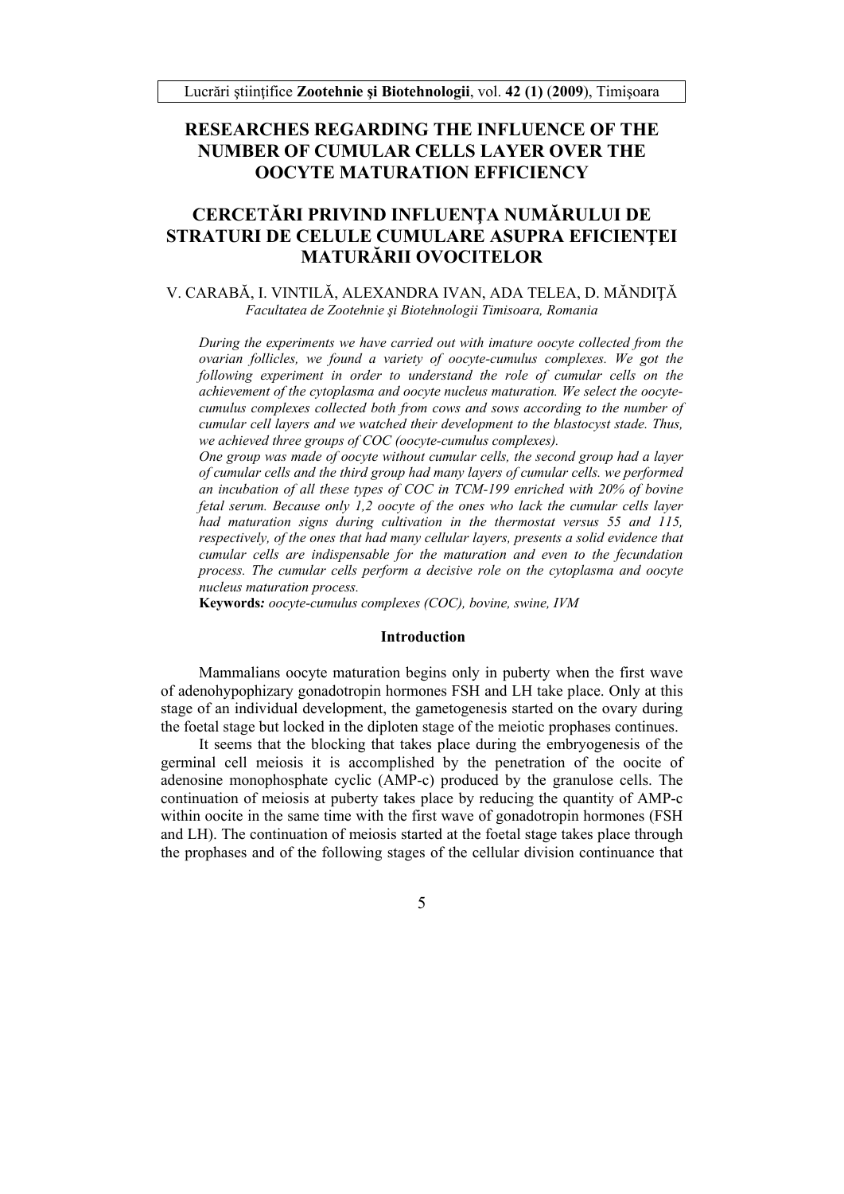# RESEARCHES REGARDING THE INFLUENCE OF THE NUMBER OF CUMULAR CELLS LAYER OVER THE OOCYTE MATURATION EFFICIENCY

# CERCETĂRI PRIVIND INFLUENŢA NUMĂRULUI DE STRATURI DE CELULE CUMULARE ASUPRA EFICIENŢEI MATURĂRII OVOCITELOR

V. CARABĂ, I. VINTILĂ, ALEXANDRA IVAN, ADA TELEA, D. MĂNDIŢĂ

*Facultatea de Zootehnie şi Biotehnologii Timisoara, Romania*

*During the experiments we have carried out with imature oocyte collected from the ovarian follicles, we found a variety of oocyte-cumulus complexes. We got the following experiment in order to understand the role of cumular cells on the achievement of the cytoplasma and oocyte nucleus maturation. We select the oocyte-cumulus complexes collected both from cows and sows according to the number of cumular cell layers and we watched their development to the blastocyst stade. Thus, we achieved three groups of COC (oocyte-cumulus complexes).*

*One group was made of oocyte without cumular cells, the second group had a layer of cumular cells and the third group had many layers of cumular cells. we performed an incubation of all these types of COC in TCM-199 enriched with 20% of bovine fetal serum. Because only 1,2 oocyte of the ones who lack the cumular cells layer had maturation signs during cultivation in the thermostat versus 55 and 115, respectively, of the ones that had many cellular layers, presents a solid evidence that cumular cells are indispensable for the maturation and even to the fecundation process. The cumular cells perform a decisive role on the cytoplasma and oocyte nucleus maturation process.*

**Keywords***: oocyte-cumulus complexes (COC), bovine, swine, IVM*

## Introduction

Mammalians oocyte maturation begins only in puberty when the first wave of adenohypophizary gonadotropin hormones FSH and LH take place. Only at this stage of an individual development, the gametogenesis started on the ovary during the foetal stage but locked in the diploten stage of the meiotic prophases continues.

It seems that the blocking that takes place during the embryogenesis of the germinal cell meiosis it is accomplished by the penetration of the oocite of adenosine monophosphate cyclic (AMP-c) produced by the granulose cells. The continuation of meiosis at puberty takes place by reducing the quantity of AMP-c within oocite in the same time with the first wave of gonadotropin hormones (FSH and LH). The continuation of meiosis started at the foetal stage takes place through the prophases and of the following stages of the cellular division continuance that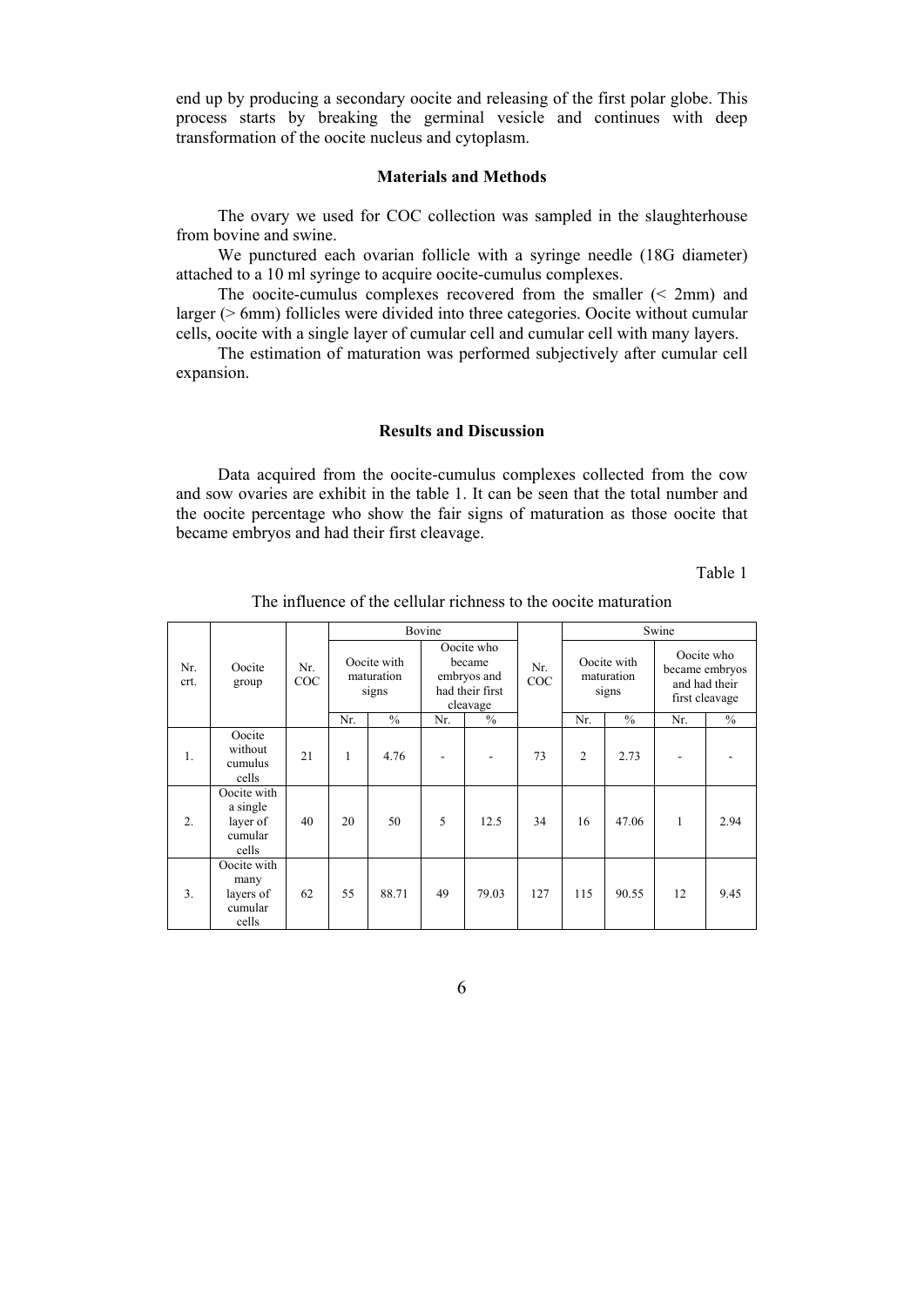end up by producing a secondary oocite and releasing of the first polar globe. This process starts by breaking the germinal vesicle and continues with deep transformation of the oocite nucleus and cytoplasm.

## Materials and Methods

The ovary we used for COC collection was sampled in the slaughterhouse from bovine and swine.

We punctured each ovarian follicle with a syringe needle (18G diameter) attached to a 10 ml syringe to acquire oocite-cumulus complexes.

The oocite-cumulus complexes recovered from the smaller (< 2mm) and larger (> 6mm) follicles were divided into three categories. Oocite without cumular cells, oocite with a single layer of cumular cell and cumular cell with many layers.

The estimation of maturation was performed subjectively after cumular cell expansion.

## Results and Discussion

Data acquired from the oocite-cumulus complexes collected from the cow and sow ovaries are exhibit in the table 1. It can be seen that the total number and the oocite percentage who show the fair signs of maturation as those oocite that became embryos and had their first cleavage.

Table 1

The influence of the cellular richness to the oocite maturation

| Nr. crt. | Oocite group | Bovine | | | | | Swine | | | | |
|---|---|---|---|---|---|---|---|---|---|---|---|
| | | Nr. COC | Oocite with maturation signs | | Oocite who became embryos and had their first cleavage | | Nr. COC | Oocite with maturation signs | | Oocite who became embryos and had their first cleavage | |
| | | | Nr. | % | Nr. | % | | Nr. | % | Nr. | % |
| 1. | Oocite without cumulus cells | 21 | 1 | 4.76 | - | - | 73 | 2 | 2.73 | - | - |
| 2. | Oocite with a single layer of cumular cells | 40 | 20 | 50 | 5 | 12.5 | 34 | 16 | 47.06 | 1 | 2.94 |
| 3. | Oocite with many layers of cumular cells | 62 | 55 | 88.71 | 49 | 79.03 | 127 | 115 | 90.55 | 12 | 9.45 |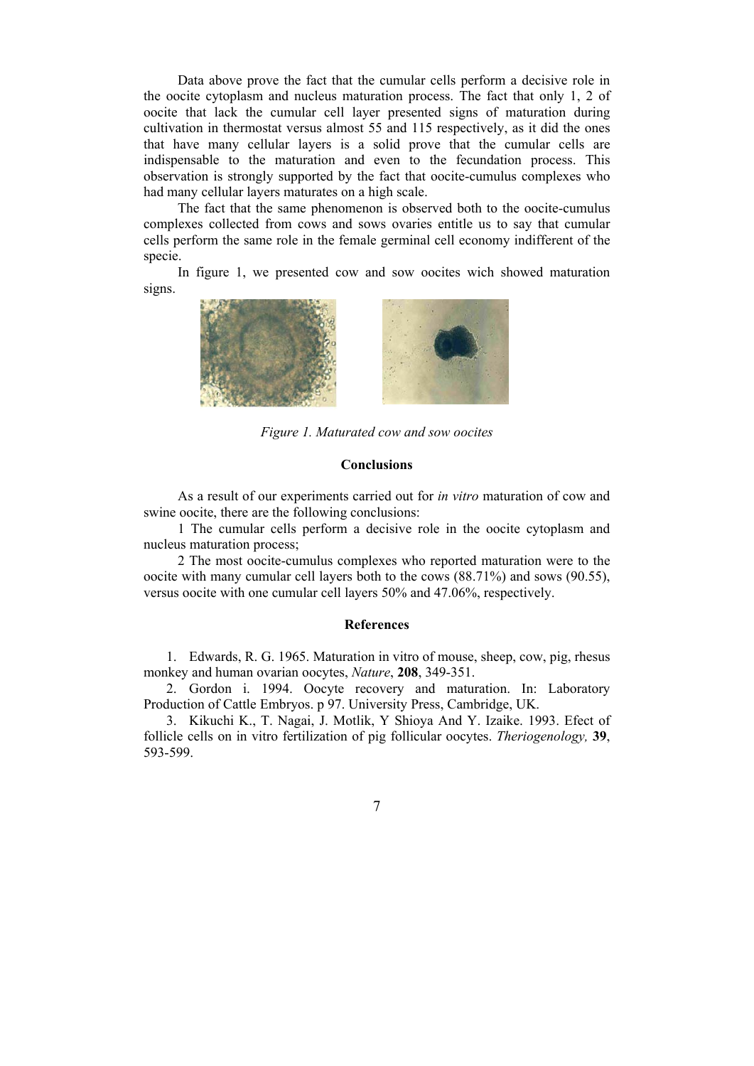Data above prove the fact that the cumular cells perform a decisive role in the oocite cytoplasm and nucleus maturation process. The fact that only 1, 2 of oocite that lack the cumular cell layer presented signs of maturation during cultivation in thermostat versus almost 55 and 115 respectively, as it did the ones that have many cellular layers is a solid prove that the cumular cells are indispensable to the maturation and even to the fecundation process. This observation is strongly supported by the fact that oocite-cumulus complexes who had many cellular layers maturates on a high scale.

The fact that the same phenomenon is observed both to the oocite-cumulus complexes collected from cows and sows ovaries entitle us to say that cumular cells perform the same role in the female germinal cell economy indifferent of the specie.

In figure 1, we presented cow and sow oocites wich showed maturation signs.

*Figure 1. Maturated cow and sow oocites*

## Conclusions

As a result of our experiments carried out for *in vitro* maturation of cow and swine oocite, there are the following conclusions:

1 The cumular cells perform a decisive role in the oocite cytoplasm and nucleus maturation process;

2 The most oocite-cumulus complexes who reported maturation were to the oocite with many cumular cell layers both to the cows (88.71%) and sows (90.55), versus oocite with one cumular cell layers 50% and 47.06%, respectively.

## References

1. Edwards, R. G. 1965. Maturation in vitro of mouse, sheep, cow, pig, rhesus monkey and human ovarian oocytes, *Nature*, **208**, 349-351.
2. Gordon i. 1994. Oocyte recovery and maturation. In: Laboratory Production of Cattle Embryos. p 97. University Press, Cambridge, UK.
3. Kikuchi K., T. Nagai, J. Motlik, Y Shioya And Y. Izaike. 1993. Efect of follicle cells on in vitro fertilization of pig follicular oocytes. *Theriogenology,* **39**, 593-599.